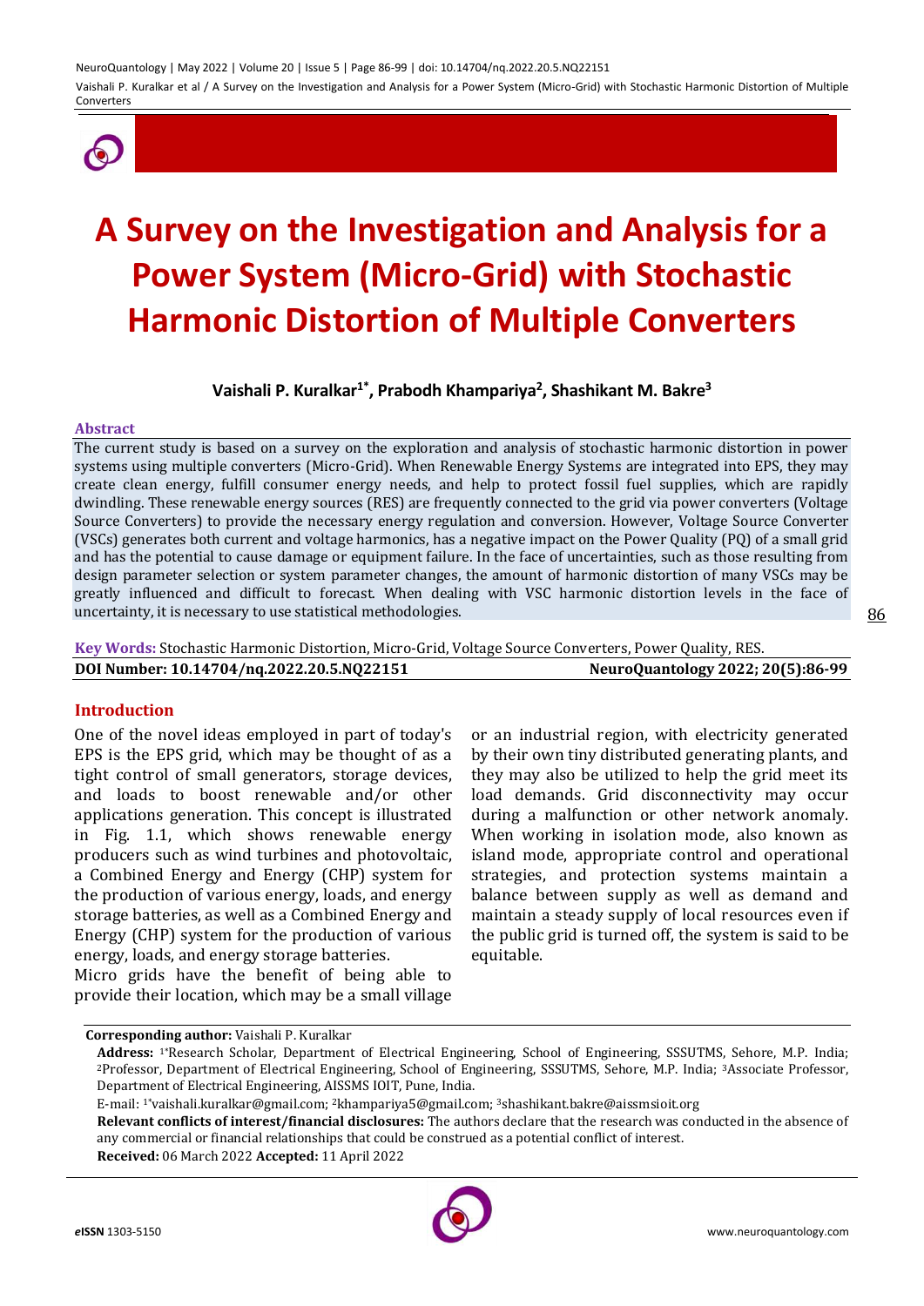# A Survey on the Investigation and Analysis for a Power System (Micro-Grid) with Stochastic Harmonic Distortion of Multiple Converters

**Vaishali P. Kuralkar[1*], Prabodh Khampariya[2], Shashikant M. Bakre[3]**

## Abstract

The current study is based on a survey on the exploration and analysis of stochastic harmonic distortion in power systems using multiple converters (Micro-Grid). When Renewable Energy Systems are integrated into EPS, they may create clean energy, fulfill consumer energy needs, and help to protect fossil fuel supplies, which are rapidly dwindling. These renewable energy sources (RES) are frequently connected to the grid via power converters (Voltage Source Converters) to provide the necessary energy regulation and conversion. However, Voltage Source Converter (VSCs) generates both current and voltage harmonics, has a negative impact on the Power Quality (PQ) of a small grid and has the potential to cause damage or equipment failure. In the face of uncertainties, such as those resulting from design parameter selection or system parameter changes, the amount of harmonic distortion of many VSCs may be greatly influenced and difficult to forecast. When dealing with VSC harmonic distortion levels in the face of uncertainty, it is necessary to use statistical methodologies.

**Key Words:** Stochastic Harmonic Distortion, Micro-Grid, Voltage Source Converters, Power Quality, RES.

**DOI Number: 10.14704/nq.2022.20.5.NQ22151** NeuroQuantology 2022; 20(5):86-99

## Introduction

One of the novel ideas employed in part of today's EPS is the EPS grid, which may be thought of as a tight control of small generators, storage devices, and loads to boost renewable and/or other applications generation. This concept is illustrated in Fig. 1.1, which shows renewable energy producers such as wind turbines and photovoltaic, a Combined Energy and Energy (CHP) system for the production of various energy, loads, and energy storage batteries, as well as a Combined Energy and Energy (CHP) system for the production of various energy, loads, and energy storage batteries.

Micro grids have the benefit of being able to provide their location, which may be a small village or an industrial region, with electricity generated by their own tiny distributed generating plants, and they may also be utilized to help the grid meet its load demands. Grid disconnectivity may occur during a malfunction or other network anomaly. When working in isolation mode, also known as island mode, appropriate control and operational strategies, and protection systems maintain a balance between supply as well as demand and maintain a steady supply of local resources even if the public grid is turned off, the system is said to be equitable.

---

**Corresponding author:** Vaishali P. Kuralkar

**Address:** [1*]Research Scholar, Department of Electrical Engineering, School of Engineering, SSSUTMS, Sehore, M.P. India; [2]Professor, Department of Electrical Engineering, School of Engineering, SSSUTMS, Sehore, M.P. India; [3]Associate Professor, Department of Electrical Engineering, AISSMS IOIT, Pune, India.

E-mail: [1*]vaishali.kuralkar@gmail.com; [2]khampariya5@gmail.com; [3]shashikant.bakre@aissmsioit.org

**Relevant conflicts of interest/financial disclosures:** The authors declare that the research was conducted in the absence of any commercial or financial relationships that could be construed as a potential conflict of interest.

**Received:** 06 March 2022 **Accepted:** 11 April 2022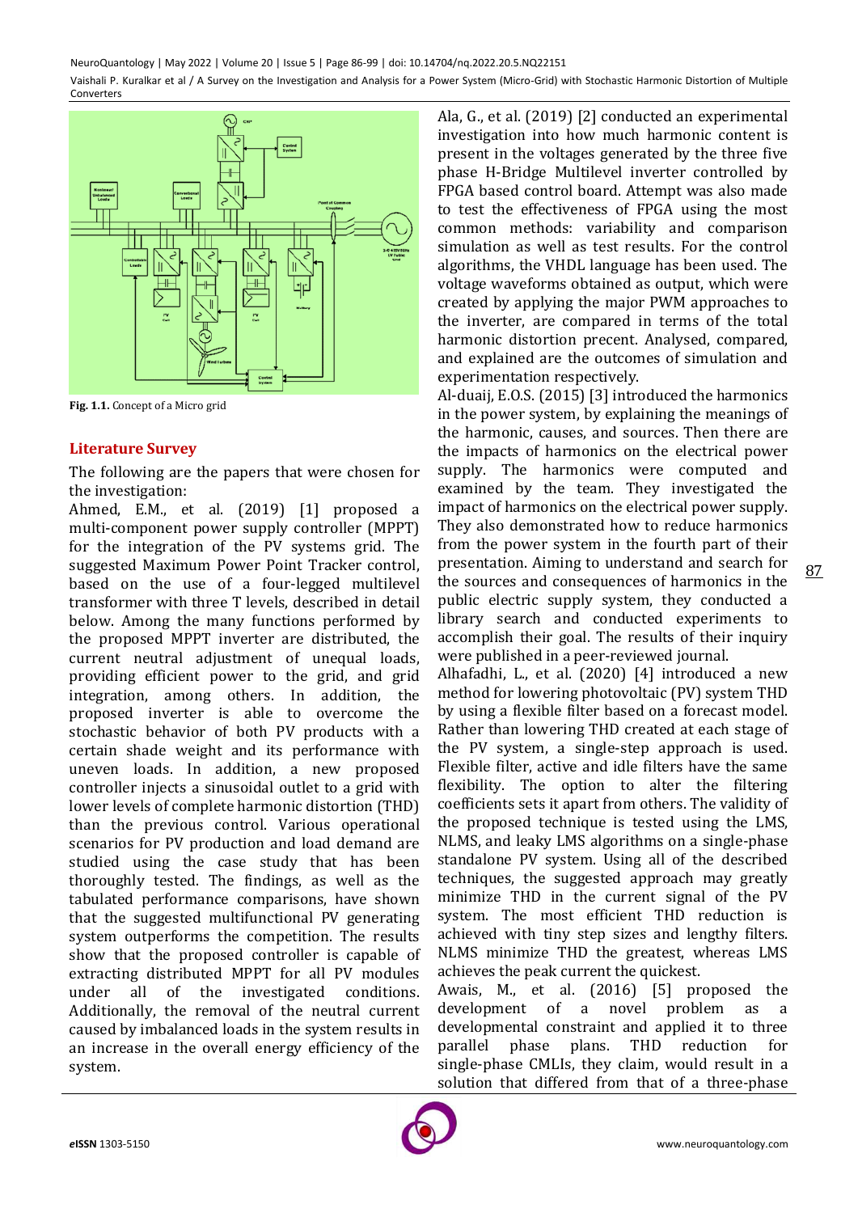Fig. 1.1. Concept of a Micro grid

## Literature Survey

The following are the papers that were chosen for the investigation:

Ahmed, E.M., et al. (2019) [1] proposed a multi-component power supply controller (MPPT) for the integration of the PV systems grid. The suggested Maximum Power Point Tracker control, based on the use of a four-legged multilevel transformer with three T levels, described in detail below. Among the many functions performed by the proposed MPPT inverter are distributed, the current neutral adjustment of unequal loads, providing efficient power to the grid, and grid integration, among others. In addition, the proposed inverter is able to overcome the stochastic behavior of both PV products with a certain shade weight and its performance with uneven loads. In addition, a new proposed controller injects a sinusoidal outlet to a grid with lower levels of complete harmonic distortion (THD) than the previous control. Various operational scenarios for PV production and load demand are studied using the case study that has been thoroughly tested. The findings, as well as the tabulated performance comparisons, have shown that the suggested multifunctional PV generating system outperforms the competition. The results show that the proposed controller is capable of extracting distributed MPPT for all PV modules under all of the investigated conditions. Additionally, the removal of the neutral current caused by imbalanced loads in the system results in an increase in the overall energy efficiency of the system.

Ala, G., et al. (2019) [2] conducted an experimental investigation into how much harmonic content is present in the voltages generated by the three five phase H-Bridge Multilevel inverter controlled by FPGA based control board. Attempt was also made to test the effectiveness of FPGA using the most common methods: variability and comparison simulation as well as test results. For the control algorithms, the VHDL language has been used. The voltage waveforms obtained as output, which were created by applying the major PWM approaches to the inverter, are compared in terms of the total harmonic distortion precent. Analysed, compared, and explained are the outcomes of simulation and experimentation respectively.

Al-duaij, E.O.S. (2015) [3] introduced the harmonics in the power system, by explaining the meanings of the harmonic, causes, and sources. Then there are the impacts of harmonics on the electrical power supply. The harmonics were computed and examined by the team. They investigated the impact of harmonics on the electrical power supply. They also demonstrated how to reduce harmonics from the power system in the fourth part of their presentation. Aiming to understand and search for the sources and consequences of harmonics in the public electric supply system, they conducted a library search and conducted experiments to accomplish their goal. The results of their inquiry were published in a peer-reviewed journal.

Alhafadhi, L., et al. (2020) [4] introduced a new method for lowering photovoltaic (PV) system THD by using a flexible filter based on a forecast model. Rather than lowering THD created at each stage of the PV system, a single-step approach is used. Flexible filter, active and idle filters have the same flexibility. The option to alter the filtering coefficients sets it apart from others. The validity of the proposed technique is tested using the LMS, NLMS, and leaky LMS algorithms on a single-phase standalone PV system. Using all of the described techniques, the suggested approach may greatly minimize THD in the current signal of the PV system. The most efficient THD reduction is achieved with tiny step sizes and lengthy filters. NLMS minimize THD the greatest, whereas LMS achieves the peak current the quickest.

Awais, M., et al. (2016) [5] proposed the development of a novel problem as a developmental constraint and applied it to three parallel phase plans. THD reduction for single-phase CMLIs, they claim, would result in a solution that differed from that of a three-phase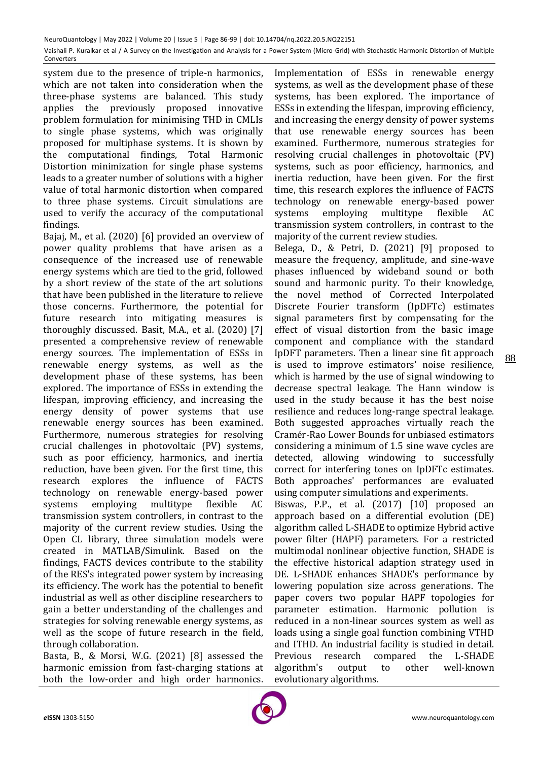system due to the presence of triple-n harmonics, which are not taken into consideration when the three-phase systems are balanced. This study applies the previously proposed innovative problem formulation for minimising THD in CMLIs to single phase systems, which was originally proposed for multiphase systems. It is shown by the computational findings, Total Harmonic Distortion minimization for single phase systems leads to a greater number of solutions with a higher value of total harmonic distortion when compared to three phase systems. Circuit simulations are used to verify the accuracy of the computational findings.

Bajaj, M., et al. (2020) [6] provided an overview of power quality problems that have arisen as a consequence of the increased use of renewable energy systems which are tied to the grid, followed by a short review of the state of the art solutions that have been published in the literature to relieve those concerns. Furthermore, the potential for future research into mitigating measures is thoroughly discussed. Basit, M.A., et al. (2020) [7] presented a comprehensive review of renewable energy sources. The implementation of ESSs in renewable energy systems, as well as the development phase of these systems, has been explored. The importance of ESSs in extending the lifespan, improving efficiency, and increasing the energy density of power systems that use renewable energy sources has been examined. Furthermore, numerous strategies for resolving crucial challenges in photovoltaic (PV) systems, such as poor efficiency, harmonics, and inertia reduction, have been given. For the first time, this research explores the influence of FACTS technology on renewable energy-based power systems employing multitype flexible AC transmission system controllers, in contrast to the majority of the current review studies. Using the Open CL library, three simulation models were created in MATLAB/Simulink. Based on the findings, FACTS devices contribute to the stability of the RES's integrated power system by increasing its efficiency. The work has the potential to benefit industrial as well as other discipline researchers to gain a better understanding of the challenges and strategies for solving renewable energy systems, as well as the scope of future research in the field, through collaboration.

Basta, B., & Morsi, W.G. (2021) [8] assessed the harmonic emission from fast-charging stations at both the low-order and high order harmonics. Implementation of ESSs in renewable energy systems, as well as the development phase of these systems, has been explored. The importance of ESSs in extending the lifespan, improving efficiency, and increasing the energy density of power systems that use renewable energy sources has been examined. Furthermore, numerous strategies for resolving crucial challenges in photovoltaic (PV) systems, such as poor efficiency, harmonics, and inertia reduction, have been given. For the first time, this research explores the influence of FACTS technology on renewable energy-based power systems employing multitype flexible AC transmission system controllers, in contrast to the majority of the current review studies.

Belega, D., & Petri, D. (2021) [9] proposed to measure the frequency, amplitude, and sine-wave phases influenced by wideband sound or both sound and harmonic purity. To their knowledge, the novel method of Corrected Interpolated Discrete Fourier transform (IpDFTc) estimates signal parameters first by compensating for the effect of visual distortion from the basic image component and compliance with the standard IpDFT parameters. Then a linear sine fit approach is used to improve estimators' noise resilience, which is harmed by the use of signal windowing to decrease spectral leakage. The Hann window is used in the study because it has the best noise resilience and reduces long-range spectral leakage. Both suggested approaches virtually reach the Cramér-Rao Lower Bounds for unbiased estimators considering a minimum of 1.5 sine wave cycles are detected, allowing windowing to successfully correct for interfering tones on IpDFTc estimates. Both approaches' performances are evaluated using computer simulations and experiments.

Biswas, P.P., et al. (2017) [10] proposed an approach based on a differential evolution (DE) algorithm called L-SHADE to optimize Hybrid active power filter (HAPF) parameters. For a restricted multimodal nonlinear objective function, SHADE is the effective historical adaption strategy used in DE. L-SHADE enhances SHADE's performance by lowering population size across generations. The paper covers two popular HAPF topologies for parameter estimation. Harmonic pollution is reduced in a non-linear sources system as well as loads using a single goal function combining VTHD and ITHD. An industrial facility is studied in detail. Previous research compared the L-SHADE algorithm's output to other well-known evolutionary algorithms.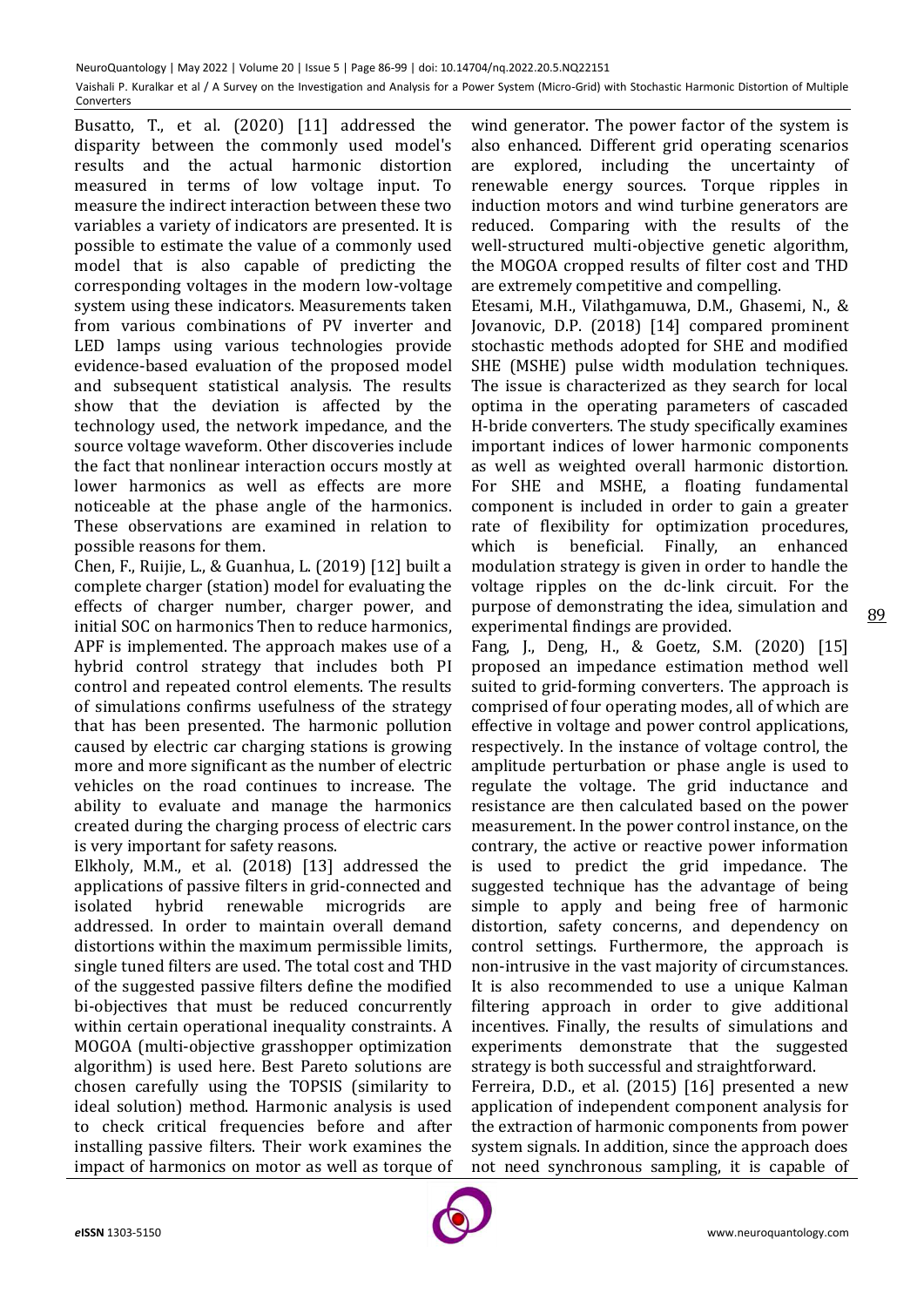Busatto, T., et al. (2020) [11] addressed the disparity between the commonly used model's results and the actual harmonic distortion measured in terms of low voltage input. To measure the indirect interaction between these two variables a variety of indicators are presented. It is possible to estimate the value of a commonly used model that is also capable of predicting the corresponding voltages in the modern low-voltage system using these indicators. Measurements taken from various combinations of PV inverter and LED lamps using various technologies provide evidence-based evaluation of the proposed model and subsequent statistical analysis. The results show that the deviation is affected by the technology used, the network impedance, and the source voltage waveform. Other discoveries include the fact that nonlinear interaction occurs mostly at lower harmonics as well as effects are more noticeable at the phase angle of the harmonics. These observations are examined in relation to possible reasons for them.

Chen, F., Ruijie, L., & Guanhua, L. (2019) [12] built a complete charger (station) model for evaluating the effects of charger number, charger power, and initial SOC on harmonics Then to reduce harmonics, APF is implemented. The approach makes use of a hybrid control strategy that includes both PI control and repeated control elements. The results of simulations confirms usefulness of the strategy that has been presented. The harmonic pollution caused by electric car charging stations is growing more and more significant as the number of electric vehicles on the road continues to increase. The ability to evaluate and manage the harmonics created during the charging process of electric cars is very important for safety reasons.

Elkholy, M.M., et al. (2018) [13] addressed the applications of passive filters in grid-connected and isolated hybrid renewable microgrids are addressed. In order to maintain overall demand distortions within the maximum permissible limits, single tuned filters are used. The total cost and THD of the suggested passive filters define the modified bi-objectives that must be reduced concurrently within certain operational inequality constraints. A MOGOA (multi-objective grasshopper optimization algorithm) is used here. Best Pareto solutions are chosen carefully using the TOPSIS (similarity to ideal solution) method. Harmonic analysis is used to check critical frequencies before and after installing passive filters. Their work examines the impact of harmonics on motor as well as torque of wind generator. The power factor of the system is also enhanced. Different grid operating scenarios are explored, including the uncertainty of renewable energy sources. Torque ripples in induction motors and wind turbine generators are reduced. Comparing with the results of the well-structured multi-objective genetic algorithm, the MOGOA cropped results of filter cost and THD are extremely competitive and compelling.

Etesami, M.H., Vilathgamuwa, D.M., Ghasemi, N., & Jovanovic, D.P. (2018) [14] compared prominent stochastic methods adopted for SHE and modified SHE (MSHE) pulse width modulation techniques. The issue is characterized as they search for local optima in the operating parameters of cascaded H-bride converters. The study specifically examines important indices of lower harmonic components as well as weighted overall harmonic distortion. For SHE and MSHE, a floating fundamental component is included in order to gain a greater rate of flexibility for optimization procedures, which is beneficial. Finally, an enhanced modulation strategy is given in order to handle the voltage ripples on the dc-link circuit. For the purpose of demonstrating the idea, simulation and experimental findings are provided.

Fang, J., Deng, H., & Goetz, S.M. (2020) [15] proposed an impedance estimation method well suited to grid-forming converters. The approach is comprised of four operating modes, all of which are effective in voltage and power control applications, respectively. In the instance of voltage control, the amplitude perturbation or phase angle is used to regulate the voltage. The grid inductance and resistance are then calculated based on the power measurement. In the power control instance, on the contrary, the active or reactive power information is used to predict the grid impedance. The suggested technique has the advantage of being simple to apply and being free of harmonic distortion, safety concerns, and dependency on control settings. Furthermore, the approach is non-intrusive in the vast majority of circumstances. It is also recommended to use a unique Kalman filtering approach in order to give additional incentives. Finally, the results of simulations and experiments demonstrate that the suggested strategy is both successful and straightforward.

Ferreira, D.D., et al. (2015) [16] presented a new application of independent component analysis for the extraction of harmonic components from power system signals. In addition, since the approach does not need synchronous sampling, it is capable of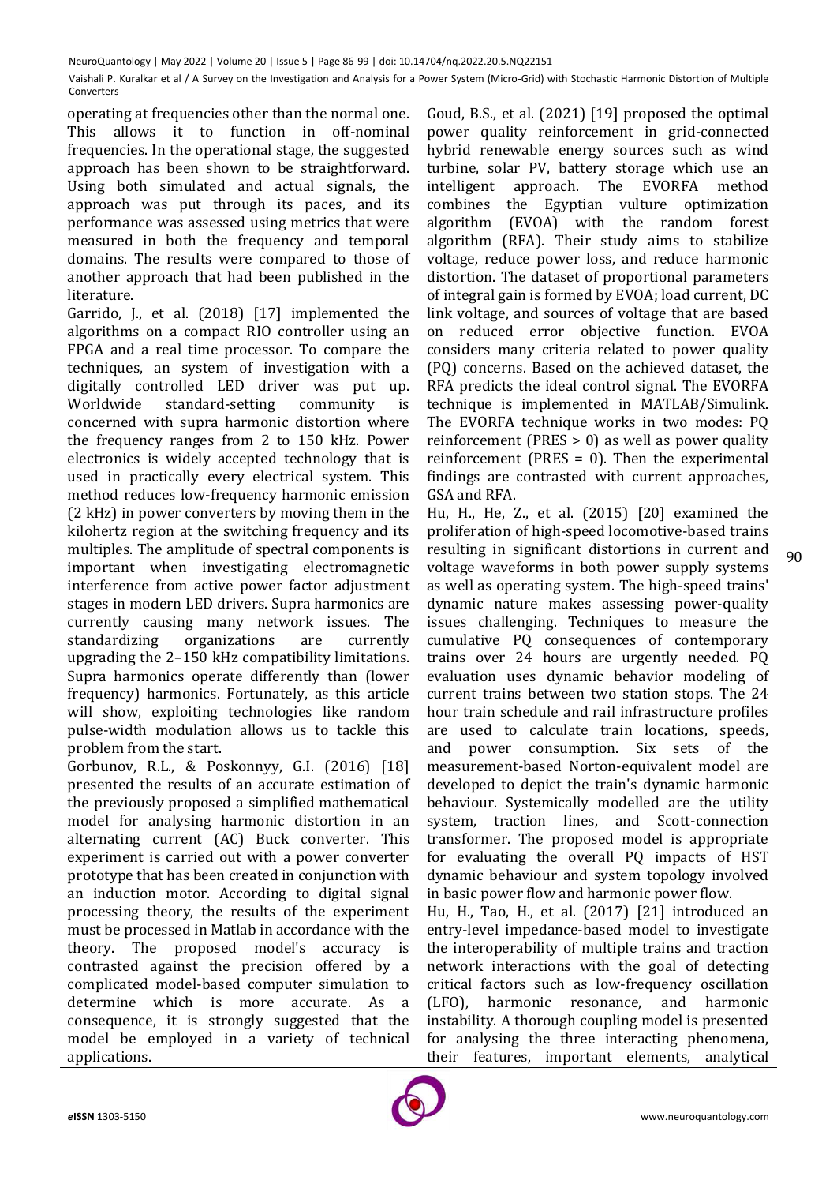operating at frequencies other than the normal one. This allows it to function in off-nominal frequencies. In the operational stage, the suggested approach has been shown to be straightforward. Using both simulated and actual signals, the approach was put through its paces, and its performance was assessed using metrics that were measured in both the frequency and temporal domains. The results were compared to those of another approach that had been published in the literature.

Garrido, J., et al. (2018) [17] implemented the algorithms on a compact RIO controller using an FPGA and a real time processor. To compare the techniques, an system of investigation with a digitally controlled LED driver was put up. Worldwide standard-setting community is concerned with supra harmonic distortion where the frequency ranges from 2 to 150 kHz. Power electronics is widely accepted technology that is used in practically every electrical system. This method reduces low-frequency harmonic emission (2 kHz) in power converters by moving them in the kilohertz region at the switching frequency and its multiples. The amplitude of spectral components is important when investigating electromagnetic interference from active power factor adjustment stages in modern LED drivers. Supra harmonics are currently causing many network issues. The standardizing organizations are currently upgrading the 2–150 kHz compatibility limitations. Supra harmonics operate differently than (lower frequency) harmonics. Fortunately, as this article will show, exploiting technologies like random pulse-width modulation allows us to tackle this problem from the start.

Gorbunov, R.L., & Poskonnyy, G.I. (2016) [18] presented the results of an accurate estimation of the previously proposed a simplified mathematical model for analysing harmonic distortion in an alternating current (AC) Buck converter. This experiment is carried out with a power converter prototype that has been created in conjunction with an induction motor. According to digital signal processing theory, the results of the experiment must be processed in Matlab in accordance with the theory. The proposed model's accuracy is contrasted against the precision offered by a complicated model-based computer simulation to determine which is more accurate. As a consequence, it is strongly suggested that the model be employed in a variety of technical applications.

Goud, B.S., et al. (2021) [19] proposed the optimal power quality reinforcement in grid-connected hybrid renewable energy sources such as wind turbine, solar PV, battery storage which use an intelligent approach. The EVORFA method combines the Egyptian vulture optimization algorithm (EVOA) with the random forest algorithm (RFA). Their study aims to stabilize voltage, reduce power loss, and reduce harmonic distortion. The dataset of proportional parameters of integral gain is formed by EVOA; load current, DC link voltage, and sources of voltage that are based on reduced error objective function. EVOA considers many criteria related to power quality (PQ) concerns. Based on the achieved dataset, the RFA predicts the ideal control signal. The EVORFA technique is implemented in MATLAB/Simulink. The EVORFA technique works in two modes: PQ reinforcement (PRES > 0) as well as power quality reinforcement (PRES = 0). Then the experimental findings are contrasted with current approaches, GSA and RFA.

Hu, H., He, Z., et al. (2015) [20] examined the proliferation of high-speed locomotive-based trains resulting in significant distortions in current and voltage waveforms in both power supply systems as well as operating system. The high-speed trains' dynamic nature makes assessing power-quality issues challenging. Techniques to measure the cumulative PQ consequences of contemporary trains over 24 hours are urgently needed. PQ evaluation uses dynamic behavior modeling of current trains between two station stops. The 24 hour train schedule and rail infrastructure profiles are used to calculate train locations, speeds, and power consumption. Six sets of the measurement-based Norton-equivalent model are developed to depict the train's dynamic harmonic behaviour. Systemically modelled are the utility system, traction lines, and Scott-connection transformer. The proposed model is appropriate for evaluating the overall PQ impacts of HST dynamic behaviour and system topology involved in basic power flow and harmonic power flow.

Hu, H., Tao, H., et al. (2017) [21] introduced an entry-level impedance-based model to investigate the interoperability of multiple trains and traction network interactions with the goal of detecting critical factors such as low-frequency oscillation (LFO), harmonic resonance, and harmonic instability. A thorough coupling model is presented for analysing the three interacting phenomena, their features, important elements, analytical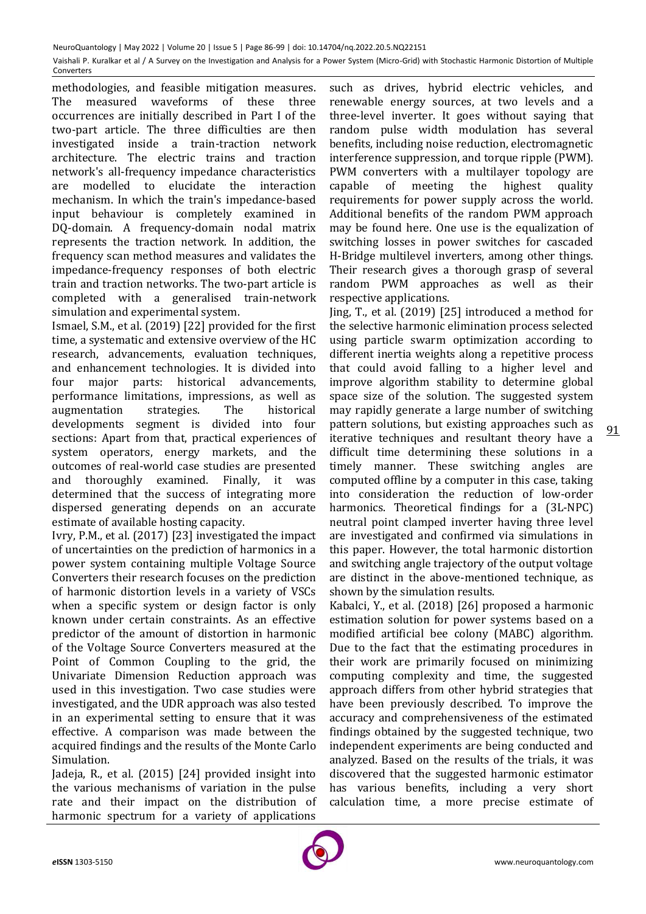methodologies, and feasible mitigation measures. The measured waveforms of these three occurrences are initially described in Part I of the two-part article. The three difficulties are then investigated inside a train-traction network architecture. The electric trains and traction network's all-frequency impedance characteristics are modelled to elucidate the interaction mechanism. In which the train's impedance-based input behaviour is completely examined in DQ-domain. A frequency-domain nodal matrix represents the traction network. In addition, the frequency scan method measures and validates the impedance-frequency responses of both electric train and traction networks. The two-part article is completed with a generalised train-network simulation and experimental system.

Ismael, S.M., et al. (2019) [22] provided for the first time, a systematic and extensive overview of the HC research, advancements, evaluation techniques, and enhancement technologies. It is divided into four major parts: historical advancements, performance limitations, impressions, as well as augmentation strategies. The historical developments segment is divided into four sections: Apart from that, practical experiences of system operators, energy markets, and the outcomes of real-world case studies are presented and thoroughly examined. Finally, it was determined that the success of integrating more dispersed generating depends on an accurate estimate of available hosting capacity.

Ivry, P.M., et al. (2017) [23] investigated the impact of uncertainties on the prediction of harmonics in a power system containing multiple Voltage Source Converters their research focuses on the prediction of harmonic distortion levels in a variety of VSCs when a specific system or design factor is only known under certain constraints. As an effective predictor of the amount of distortion in harmonic of the Voltage Source Converters measured at the Point of Common Coupling to the grid, the Univariate Dimension Reduction approach was used in this investigation. Two case studies were investigated, and the UDR approach was also tested in an experimental setting to ensure that it was effective. A comparison was made between the acquired findings and the results of the Monte Carlo Simulation.

Jadeja, R., et al. (2015) [24] provided insight into the various mechanisms of variation in the pulse rate and their impact on the distribution of harmonic spectrum for a variety of applications such as drives, hybrid electric vehicles, and renewable energy sources, at two levels and a three-level inverter. It goes without saying that random pulse width modulation has several benefits, including noise reduction, electromagnetic interference suppression, and torque ripple (PWM). PWM converters with a multilayer topology are capable of meeting the highest quality requirements for power supply across the world. Additional benefits of the random PWM approach may be found here. One use is the equalization of switching losses in power switches for cascaded H-Bridge multilevel inverters, among other things. Their research gives a thorough grasp of several random PWM approaches as well as their respective applications.

Jing, T., et al. (2019) [25] introduced a method for the selective harmonic elimination process selected using particle swarm optimization according to different inertia weights along a repetitive process that could avoid falling to a higher level and improve algorithm stability to determine global space size of the solution. The suggested system may rapidly generate a large number of switching pattern solutions, but existing approaches such as iterative techniques and resultant theory have a difficult time determining these solutions in a timely manner. These switching angles are computed offline by a computer in this case, taking into consideration the reduction of low-order harmonics. Theoretical findings for a (3L-NPC) neutral point clamped inverter having three level are investigated and confirmed via simulations in this paper. However, the total harmonic distortion and switching angle trajectory of the output voltage are distinct in the above-mentioned technique, as shown by the simulation results.

Kabalci, Y., et al. (2018) [26] proposed a harmonic estimation solution for power systems based on a modified artificial bee colony (MABC) algorithm. Due to the fact that the estimating procedures in their work are primarily focused on minimizing computing complexity and time, the suggested approach differs from other hybrid strategies that have been previously described. To improve the accuracy and comprehensiveness of the estimated findings obtained by the suggested technique, two independent experiments are being conducted and analyzed. Based on the results of the trials, it was discovered that the suggested harmonic estimator has various benefits, including a very short calculation time, a more precise estimate of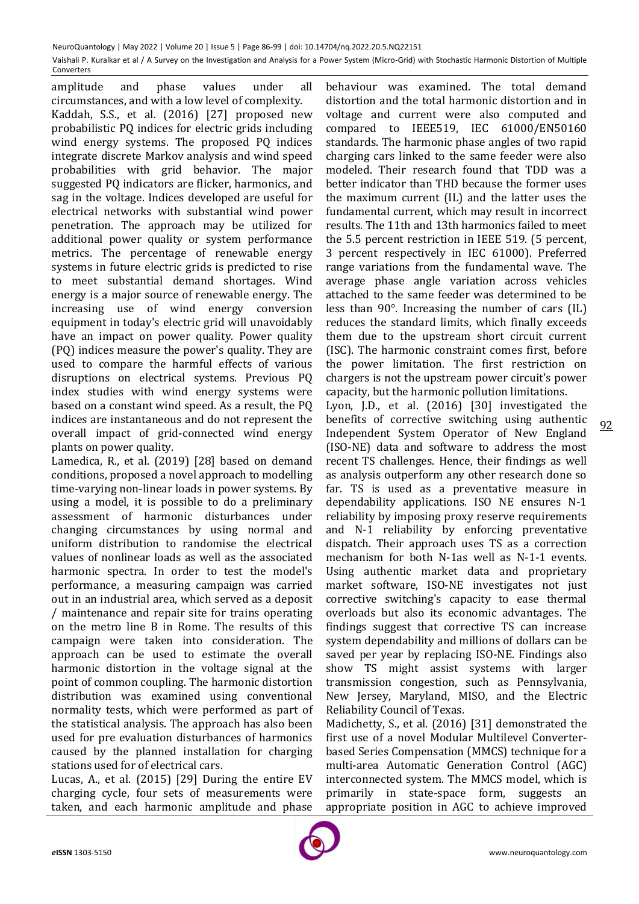amplitude and phase values under all circumstances, and with a low level of complexity.

Kaddah, S.S., et al. (2016) [27] proposed new probabilistic PQ indices for electric grids including wind energy systems. The proposed PQ indices integrate discrete Markov analysis and wind speed probabilities with grid behavior. The major suggested PQ indicators are flicker, harmonics, and sag in the voltage. Indices developed are useful for electrical networks with substantial wind power penetration. The approach may be utilized for additional power quality or system performance metrics. The percentage of renewable energy systems in future electric grids is predicted to rise to meet substantial demand shortages. Wind energy is a major source of renewable energy. The increasing use of wind energy conversion equipment in today's electric grid will unavoidably have an impact on power quality. Power quality (PQ) indices measure the power's quality. They are used to compare the harmful effects of various disruptions on electrical systems. Previous PQ index studies with wind energy systems were based on a constant wind speed. As a result, the PQ indices are instantaneous and do not represent the overall impact of grid-connected wind energy plants on power quality.

Lamedica, R., et al. (2019) [28] based on demand conditions, proposed a novel approach to modelling time-varying non-linear loads in power systems. By using a model, it is possible to do a preliminary assessment of harmonic disturbances under changing circumstances by using normal and uniform distribution to randomise the electrical values of nonlinear loads as well as the associated harmonic spectra. In order to test the model's performance, a measuring campaign was carried out in an industrial area, which served as a deposit / maintenance and repair site for trains operating on the metro line B in Rome. The results of this campaign were taken into consideration. The approach can be used to estimate the overall harmonic distortion in the voltage signal at the point of common coupling. The harmonic distortion distribution was examined using conventional normality tests, which were performed as part of the statistical analysis. The approach has also been used for pre evaluation disturbances of harmonics caused by the planned installation for charging stations used for of electrical cars.

Lucas, A., et al. (2015) [29] During the entire EV charging cycle, four sets of measurements were taken, and each harmonic amplitude and phase behaviour was examined. The total demand distortion and the total harmonic distortion and in voltage and current were also computed and compared to IEEE519, IEC 61000/EN50160 standards. The harmonic phase angles of two rapid charging cars linked to the same feeder were also modeled. Their research found that TDD was a better indicator than THD because the former uses the maximum current (IL) and the latter uses the fundamental current, which may result in incorrect results. The 11th and 13th harmonics failed to meet the 5.5 percent restriction in IEEE 519. (5 percent, 3 percent respectively in IEC 61000). Preferred range variations from the fundamental wave. The average phase angle variation across vehicles attached to the same feeder was determined to be less than 90°. Increasing the number of cars (IL) reduces the standard limits, which finally exceeds them due to the upstream short circuit current (ISC). The harmonic constraint comes first, before the power limitation. The first restriction on chargers is not the upstream power circuit's power capacity, but the harmonic pollution limitations.

Lyon, J.D., et al. (2016) [30] investigated the benefits of corrective switching using authentic Independent System Operator of New England (ISO-NE) data and software to address the most recent TS challenges. Hence, their findings as well as analysis outperform any other research done so far. TS is used as a preventative measure in dependability applications. ISO NE ensures N-1 reliability by imposing proxy reserve requirements and N-1 reliability by enforcing preventative dispatch. Their approach uses TS as a correction mechanism for both N-1as well as N-1-1 events. Using authentic market data and proprietary market software, ISO-NE investigates not just corrective switching's capacity to ease thermal overloads but also its economic advantages. The findings suggest that corrective TS can increase system dependability and millions of dollars can be saved per year by replacing ISO-NE. Findings also show TS might assist systems with larger transmission congestion, such as Pennsylvania, New Jersey, Maryland, MISO, and the Electric Reliability Council of Texas.

Madichetty, S., et al. (2016) [31] demonstrated the first use of a novel Modular Multilevel Converter-based Series Compensation (MMCS) technique for a multi-area Automatic Generation Control (AGC) interconnected system. The MMCS model, which is primarily in state-space form, suggests an appropriate position in AGC to achieve improved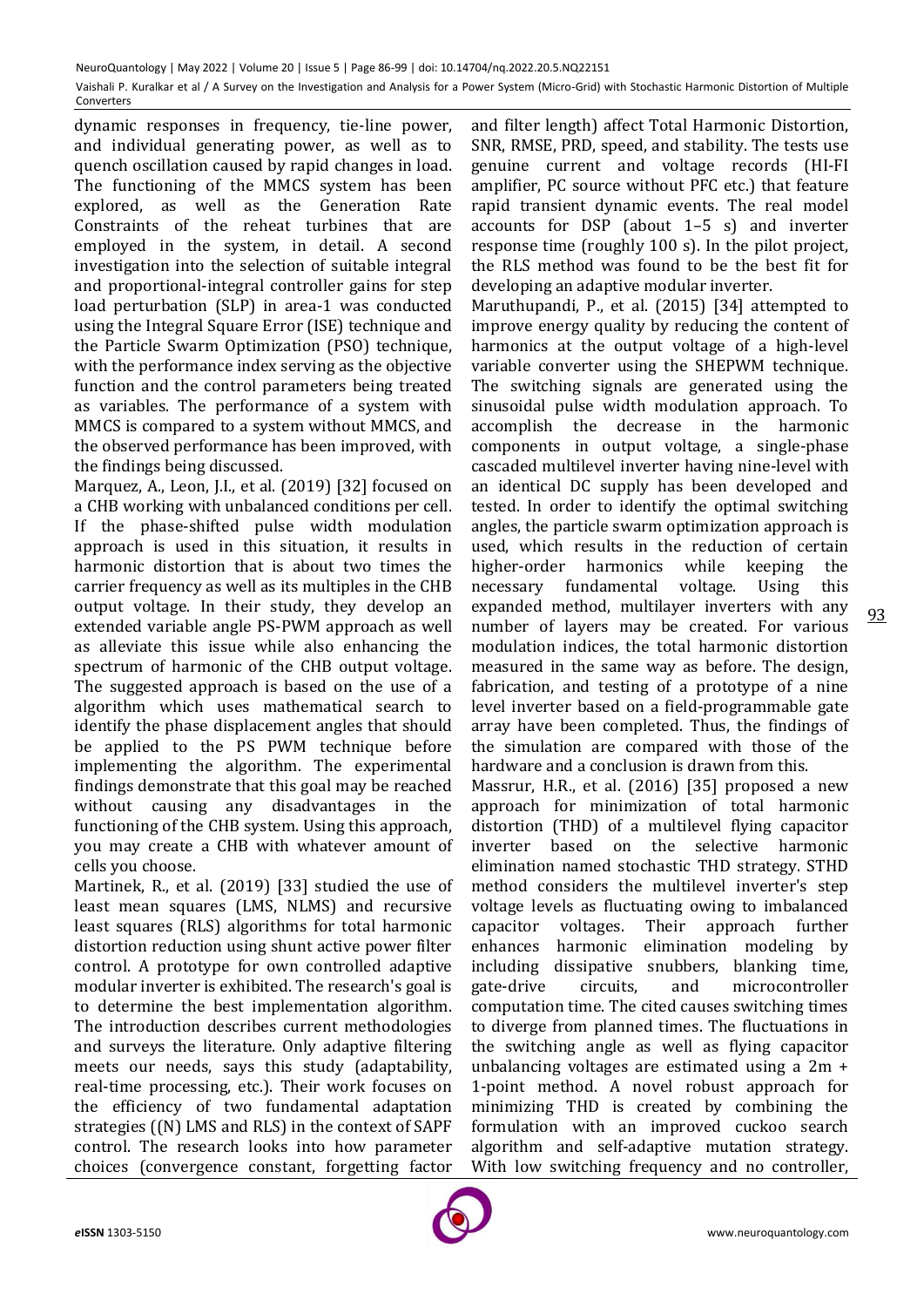dynamic responses in frequency, tie-line power, and individual generating power, as well as to quench oscillation caused by rapid changes in load. The functioning of the MMCS system has been explored, as well as the Generation Rate Constraints of the reheat turbines that are employed in the system, in detail. A second investigation into the selection of suitable integral and proportional-integral controller gains for step load perturbation (SLP) in area-1 was conducted using the Integral Square Error (ISE) technique and the Particle Swarm Optimization (PSO) technique, with the performance index serving as the objective function and the control parameters being treated as variables. The performance of a system with MMCS is compared to a system without MMCS, and the observed performance has been improved, with the findings being discussed.

Marquez, A., Leon, J.I., et al. (2019) [32] focused on a CHB working with unbalanced conditions per cell. If the phase-shifted pulse width modulation approach is used in this situation, it results in harmonic distortion that is about two times the carrier frequency as well as its multiples in the CHB output voltage. In their study, they develop an extended variable angle PS-PWM approach as well as alleviate this issue while also enhancing the spectrum of harmonic of the CHB output voltage. The suggested approach is based on the use of a algorithm which uses mathematical search to identify the phase displacement angles that should be applied to the PS PWM technique before implementing the algorithm. The experimental findings demonstrate that this goal may be reached without causing any disadvantages in the functioning of the CHB system. Using this approach, you may create a CHB with whatever amount of cells you choose.

Martinek, R., et al. (2019) [33] studied the use of least mean squares (LMS, NLMS) and recursive least squares (RLS) algorithms for total harmonic distortion reduction using shunt active power filter control. A prototype for own controlled adaptive modular inverter is exhibited. The research's goal is to determine the best implementation algorithm. The introduction describes current methodologies and surveys the literature. Only adaptive filtering meets our needs, says this study (adaptability, real-time processing, etc.). Their work focuses on the efficiency of two fundamental adaptation strategies ((N) LMS and RLS) in the context of SAPF control. The research looks into how parameter choices (convergence constant, forgetting factor and filter length) affect Total Harmonic Distortion, SNR, RMSE, PRD, speed, and stability. The tests use genuine current and voltage records (HI-FI amplifier, PC source without PFC etc.) that feature rapid transient dynamic events. The real model accounts for DSP (about 1–5 s) and inverter response time (roughly 100 s). In the pilot project, the RLS method was found to be the best fit for developing an adaptive modular inverter.

Maruthupandi, P., et al. (2015) [34] attempted to improve energy quality by reducing the content of harmonics at the output voltage of a high-level variable converter using the SHEPWM technique. The switching signals are generated using the sinusoidal pulse width modulation approach. To accomplish the decrease in the harmonic components in output voltage, a single-phase cascaded multilevel inverter having nine-level with an identical DC supply has been developed and tested. In order to identify the optimal switching angles, the particle swarm optimization approach is used, which results in the reduction of certain higher-order harmonics while keeping the necessary fundamental voltage. Using this expanded method, multilayer inverters with any number of layers may be created. For various modulation indices, the total harmonic distortion measured in the same way as before. The design, fabrication, and testing of a prototype of a nine level inverter based on a field-programmable gate array have been completed. Thus, the findings of the simulation are compared with those of the hardware and a conclusion is drawn from this.

Massrur, H.R., et al. (2016) [35] proposed a new approach for minimization of total harmonic distortion (THD) of a multilevel flying capacitor inverter based on the selective harmonic elimination named stochastic THD strategy. STHD method considers the multilevel inverter's step voltage levels as fluctuating owing to imbalanced capacitor voltages. Their approach further enhances harmonic elimination modeling by including dissipative snubbers, blanking time, gate-drive circuits, and microcontroller computation time. The cited causes switching times to diverge from planned times. The fluctuations in the switching angle as well as flying capacitor unbalancing voltages are estimated using a 2m + 1-point method. A novel robust approach for minimizing THD is created by combining the formulation with an improved cuckoo search algorithm and self-adaptive mutation strategy. With low switching frequency and no controller,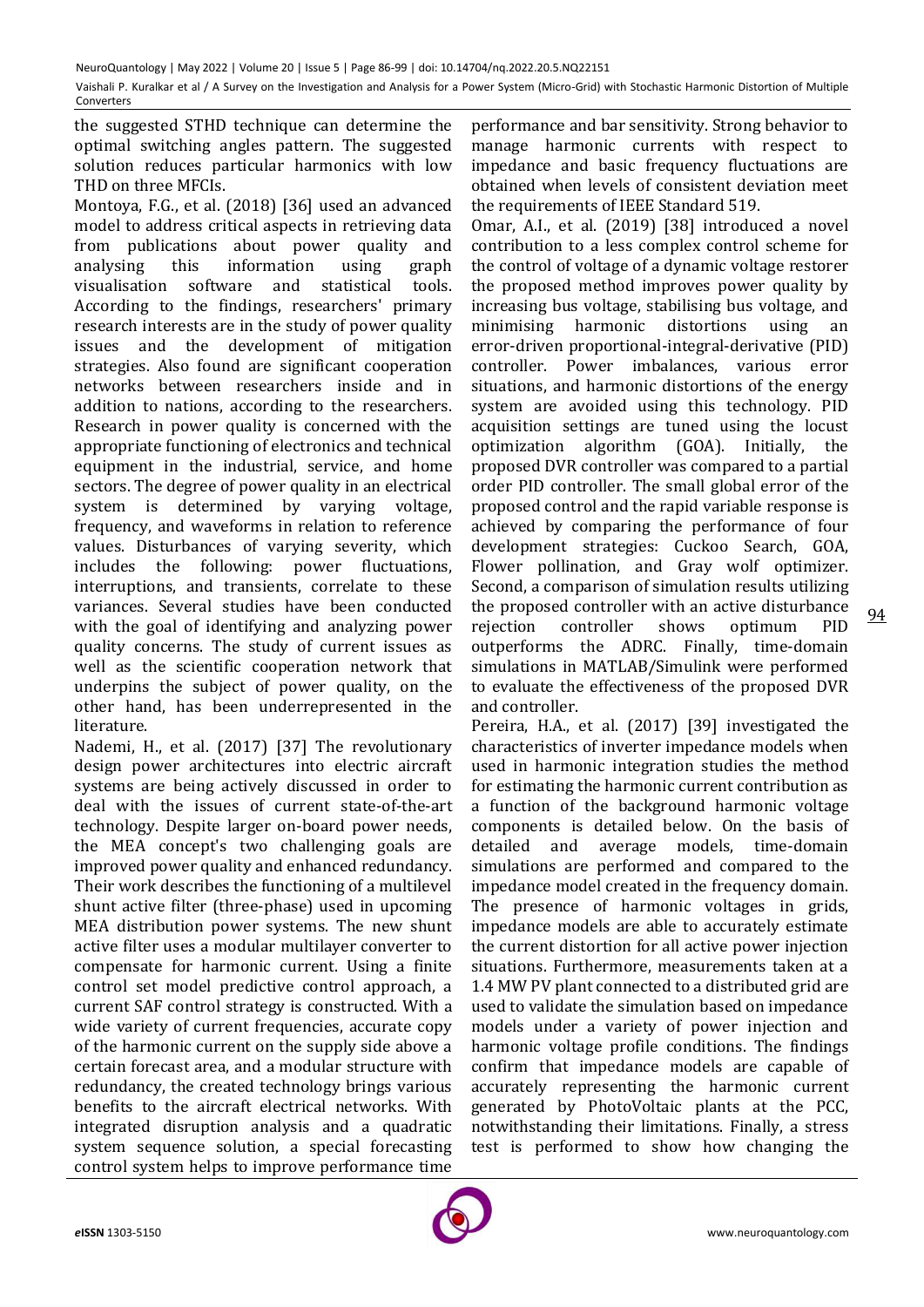the suggested STHD technique can determine the optimal switching angles pattern. The suggested solution reduces particular harmonics with low THD on three MFCIs.

Montoya, F.G., et al. (2018) [36] used an advanced model to address critical aspects in retrieving data from publications about power quality and analysing this information using graph visualisation software and statistical tools. According to the findings, researchers' primary research interests are in the study of power quality issues and the development of mitigation strategies. Also found are significant cooperation networks between researchers inside and in addition to nations, according to the researchers. Research in power quality is concerned with the appropriate functioning of electronics and technical equipment in the industrial, service, and home sectors. The degree of power quality in an electrical system is determined by varying voltage, frequency, and waveforms in relation to reference values. Disturbances of varying severity, which includes the following: power fluctuations, interruptions, and transients, correlate to these variances. Several studies have been conducted with the goal of identifying and analyzing power quality concerns. The study of current issues as well as the scientific cooperation network that underpins the subject of power quality, on the other hand, has been underrepresented in the literature.

Nademi, H., et al. (2017) [37] The revolutionary design power architectures into electric aircraft systems are being actively discussed in order to deal with the issues of current state-of-the-art technology. Despite larger on-board power needs, the MEA concept's two challenging goals are improved power quality and enhanced redundancy. Their work describes the functioning of a multilevel shunt active filter (three-phase) used in upcoming MEA distribution power systems. The new shunt active filter uses a modular multilayer converter to compensate for harmonic current. Using a finite control set model predictive control approach, a current SAF control strategy is constructed. With a wide variety of current frequencies, accurate copy of the harmonic current on the supply side above a certain forecast area, and a modular structure with redundancy, the created technology brings various benefits to the aircraft electrical networks. With integrated disruption analysis and a quadratic system sequence solution, a special forecasting control system helps to improve performance time performance and bar sensitivity. Strong behavior to manage harmonic currents with respect to impedance and basic frequency fluctuations are obtained when levels of consistent deviation meet the requirements of IEEE Standard 519.

Omar, A.I., et al. (2019) [38] introduced a novel contribution to a less complex control scheme for the control of voltage of a dynamic voltage restorer the proposed method improves power quality by increasing bus voltage, stabilising bus voltage, and minimising harmonic distortions using an error-driven proportional-integral-derivative (PID) controller. Power imbalances, various error situations, and harmonic distortions of the energy system are avoided using this technology. PID acquisition settings are tuned using the locust optimization algorithm (GOA). Initially, the proposed DVR controller was compared to a partial order PID controller. The small global error of the proposed control and the rapid variable response is achieved by comparing the performance of four development strategies: Cuckoo Search, GOA, Flower pollination, and Gray wolf optimizer. Second, a comparison of simulation results utilizing the proposed controller with an active disturbance rejection controller shows optimum PID outperforms the ADRC. Finally, time-domain simulations in MATLAB/Simulink were performed to evaluate the effectiveness of the proposed DVR and controller.

Pereira, H.A., et al. (2017) [39] investigated the characteristics of inverter impedance models when used in harmonic integration studies the method for estimating the harmonic current contribution as a function of the background harmonic voltage components is detailed below. On the basis of detailed and average models, time-domain simulations are performed and compared to the impedance model created in the frequency domain. The presence of harmonic voltages in grids, impedance models are able to accurately estimate the current distortion for all active power injection situations. Furthermore, measurements taken at a 1.4 MW PV plant connected to a distributed grid are used to validate the simulation based on impedance models under a variety of power injection and harmonic voltage profile conditions. The findings confirm that impedance models are capable of accurately representing the harmonic current generated by PhotoVoltaic plants at the PCC, notwithstanding their limitations. Finally, a stress test is performed to show how changing the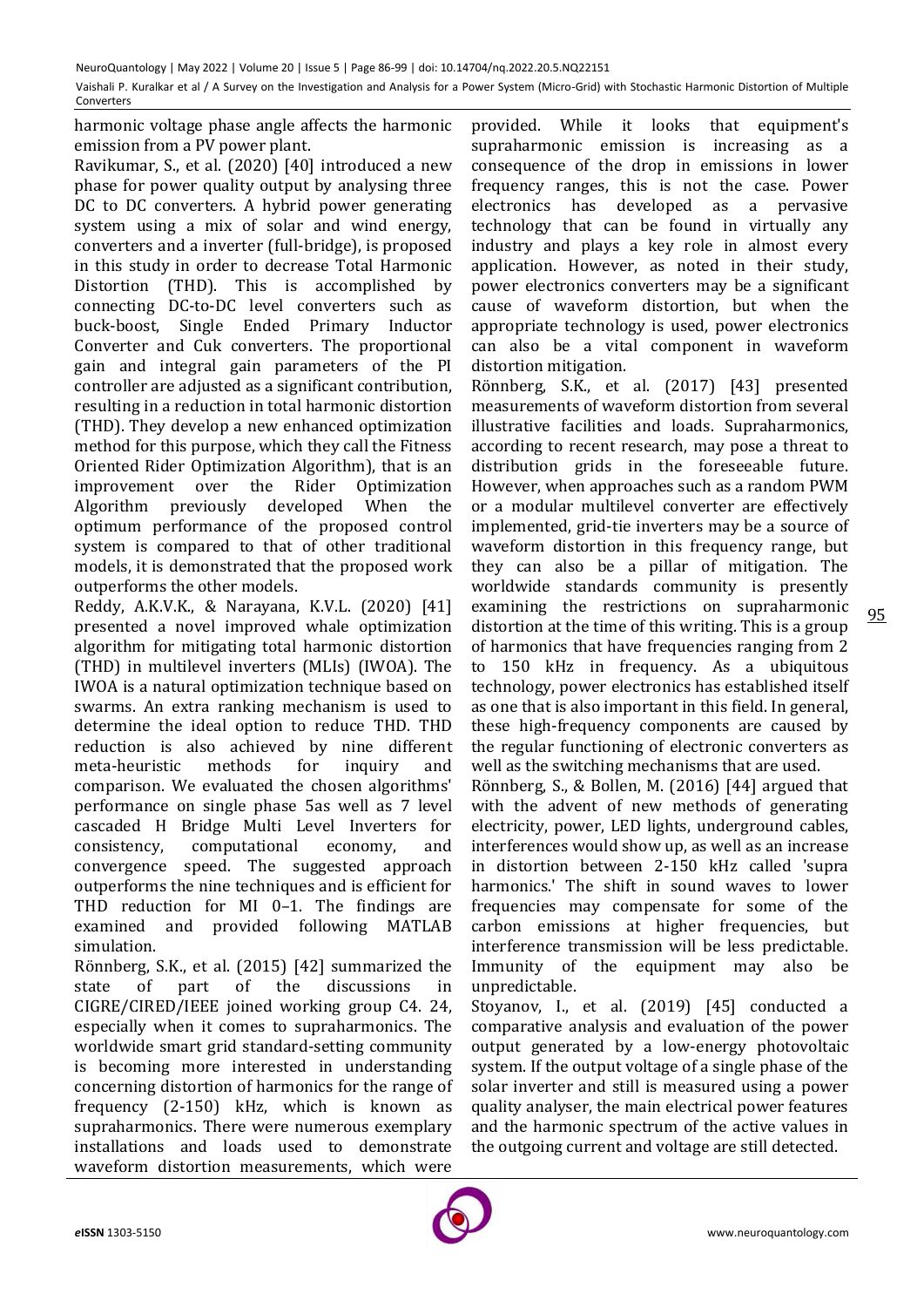harmonic voltage phase angle affects the harmonic emission from a PV power plant.

Ravikumar, S., et al. (2020) [40] introduced a new phase for power quality output by analysing three DC to DC converters. A hybrid power generating system using a mix of solar and wind energy, converters and a inverter (full-bridge), is proposed in this study in order to decrease Total Harmonic Distortion (THD). This is accomplished by connecting DC-to-DC level converters such as buck-boost, Single Ended Primary Inductor Converter and Cuk converters. The proportional gain and integral gain parameters of the PI controller are adjusted as a significant contribution, resulting in a reduction in total harmonic distortion (THD). They develop a new enhanced optimization method for this purpose, which they call the Fitness Oriented Rider Optimization Algorithm), that is an improvement over the Rider Optimization Algorithm previously developed When the optimum performance of the proposed control system is compared to that of other traditional models, it is demonstrated that the proposed work outperforms the other models.

Reddy, A.K.V.K., & Narayana, K.V.L. (2020) [41] presented a novel improved whale optimization algorithm for mitigating total harmonic distortion (THD) in multilevel inverters (MLIs) (IWOA). The IWOA is a natural optimization technique based on swarms. An extra ranking mechanism is used to determine the ideal option to reduce THD. THD reduction is also achieved by nine different meta-heuristic methods for inquiry and comparison. We evaluated the chosen algorithms' performance on single phase 5as well as 7 level cascaded H Bridge Multi Level Inverters for consistency, computational economy, and convergence speed. The suggested approach outperforms the nine techniques and is efficient for THD reduction for MI 0–1. The findings are examined and provided following MATLAB simulation.

Rönnberg, S.K., et al. (2015) [42] summarized the state of part of the discussions in CIGRE/CIRED/IEEE joined working group C4. 24, especially when it comes to supraharmonics. The worldwide smart grid standard-setting community is becoming more interested in understanding concerning distortion of harmonics for the range of frequency (2-150) kHz, which is known as supraharmonics. There were numerous exemplary installations and loads used to demonstrate waveform distortion measurements, which were provided. While it looks that equipment's supraharmonic emission is increasing as a consequence of the drop in emissions in lower frequency ranges, this is not the case. Power electronics has developed as a pervasive technology that can be found in virtually any industry and plays a key role in almost every application. However, as noted in their study, power electronics converters may be a significant cause of waveform distortion, but when the appropriate technology is used, power electronics can also be a vital component in waveform distortion mitigation.

Rönnberg, S.K., et al. (2017) [43] presented measurements of waveform distortion from several illustrative facilities and loads. Supraharmonics, according to recent research, may pose a threat to distribution grids in the foreseeable future. However, when approaches such as a random PWM or a modular multilevel converter are effectively implemented, grid-tie inverters may be a source of waveform distortion in this frequency range, but they can also be a pillar of mitigation. The worldwide standards community is presently examining the restrictions on supraharmonic distortion at the time of this writing. This is a group of harmonics that have frequencies ranging from 2 to 150 kHz in frequency. As a ubiquitous technology, power electronics has established itself as one that is also important in this field. In general, these high-frequency components are caused by the regular functioning of electronic converters as well as the switching mechanisms that are used.

Rönnberg, S., & Bollen, M. (2016) [44] argued that with the advent of new methods of generating electricity, power, LED lights, underground cables, interferences would show up, as well as an increase in distortion between 2-150 kHz called 'supra harmonics.' The shift in sound waves to lower frequencies may compensate for some of the carbon emissions at higher frequencies, but interference transmission will be less predictable. Immunity of the equipment may also be unpredictable.

Stoyanov, I., et al. (2019) [45] conducted a comparative analysis and evaluation of the power output generated by a low-energy photovoltaic system. If the output voltage of a single phase of the solar inverter and still is measured using a power quality analyser, the main electrical power features and the harmonic spectrum of the active values in the outgoing current and voltage are still detected.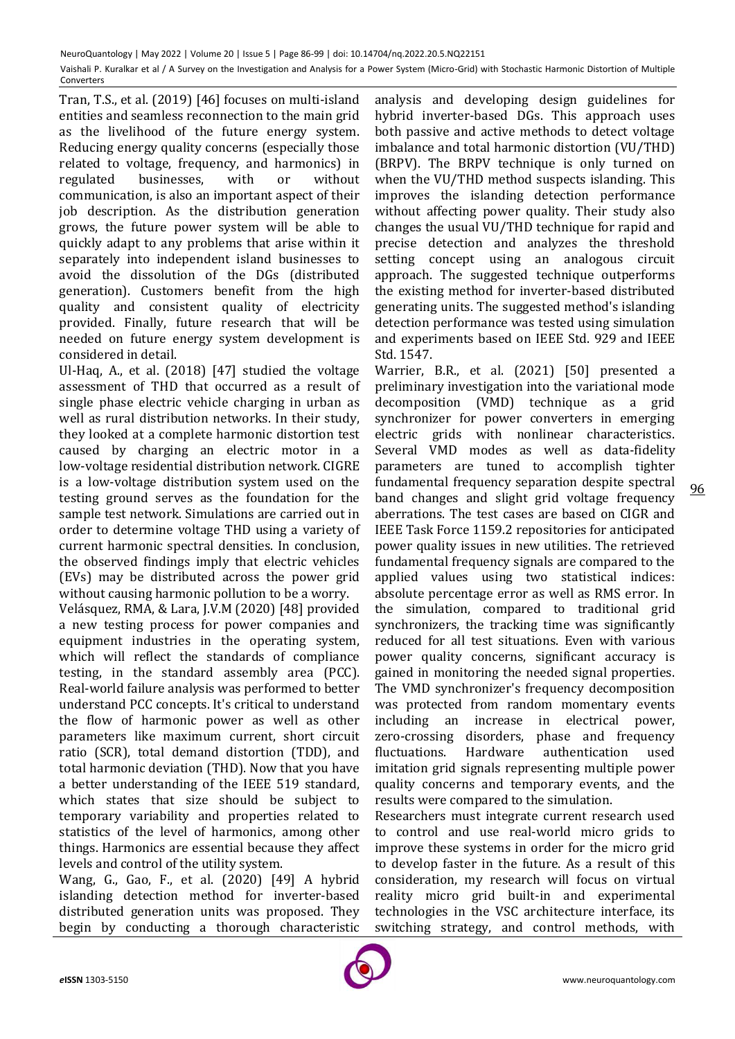Tran, T.S., et al. (2019) [46] focuses on multi-island entities and seamless reconnection to the main grid as the livelihood of the future energy system. Reducing energy quality concerns (especially those related to voltage, frequency, and harmonics) in regulated businesses, with or without communication, is also an important aspect of their job description. As the distribution generation grows, the future power system will be able to quickly adapt to any problems that arise within it separately into independent island businesses to avoid the dissolution of the DGs (distributed generation). Customers benefit from the high quality and consistent quality of electricity provided. Finally, future research that will be needed on future energy system development is considered in detail.

Ul-Haq, A., et al. (2018) [47] studied the voltage assessment of THD that occurred as a result of single phase electric vehicle charging in urban as well as rural distribution networks. In their study, they looked at a complete harmonic distortion test caused by charging an electric motor in a low-voltage residential distribution network. CIGRE is a low-voltage distribution system used on the testing ground serves as the foundation for the sample test network. Simulations are carried out in order to determine voltage THD using a variety of current harmonic spectral densities. In conclusion, the observed findings imply that electric vehicles (EVs) may be distributed across the power grid without causing harmonic pollution to be a worry.

Velásquez, RMA, & Lara, J.V.M (2020) [48] provided a new testing process for power companies and equipment industries in the operating system, which will reflect the standards of compliance testing, in the standard assembly area (PCC). Real-world failure analysis was performed to better understand PCC concepts. It's critical to understand the flow of harmonic power as well as other parameters like maximum current, short circuit ratio (SCR), total demand distortion (TDD), and total harmonic deviation (THD). Now that you have a better understanding of the IEEE 519 standard, which states that size should be subject to temporary variability and properties related to statistics of the level of harmonics, among other things. Harmonics are essential because they affect levels and control of the utility system.

Wang, G., Gao, F., et al. (2020) [49] A hybrid islanding detection method for inverter-based distributed generation units was proposed. They begin by conducting a thorough characteristic analysis and developing design guidelines for hybrid inverter-based DGs. This approach uses both passive and active methods to detect voltage imbalance and total harmonic distortion (VU/THD) (BRPV). The BRPV technique is only turned on when the VU/THD method suspects islanding. This improves the islanding detection performance without affecting power quality. Their study also changes the usual VU/THD technique for rapid and precise detection and analyzes the threshold setting concept using an analogous circuit approach. The suggested technique outperforms the existing method for inverter-based distributed generating units. The suggested method's islanding detection performance was tested using simulation and experiments based on IEEE Std. 929 and IEEE Std. 1547.

Warrier, B.R., et al. (2021) [50] presented a preliminary investigation into the variational mode decomposition (VMD) technique as a grid synchronizer for power converters in emerging electric grids with nonlinear characteristics. Several VMD modes as well as data-fidelity parameters are tuned to accomplish tighter fundamental frequency separation despite spectral band changes and slight grid voltage frequency aberrations. The test cases are based on CIGR and IEEE Task Force 1159.2 repositories for anticipated power quality issues in new utilities. The retrieved fundamental frequency signals are compared to the applied values using two statistical indices: absolute percentage error as well as RMS error. In the simulation, compared to traditional grid synchronizers, the tracking time was significantly reduced for all test situations. Even with various power quality concerns, significant accuracy is gained in monitoring the needed signal properties. The VMD synchronizer's frequency decomposition was protected from random momentary events including an increase in electrical power, zero-crossing disorders, phase and frequency fluctuations. Hardware authentication used imitation grid signals representing multiple power quality concerns and temporary events, and the results were compared to the simulation.

Researchers must integrate current research used to control and use real-world micro grids to improve these systems in order for the micro grid to develop faster in the future. As a result of this consideration, my research will focus on virtual reality micro grid built-in and experimental technologies in the VSC architecture interface, its switching strategy, and control methods, with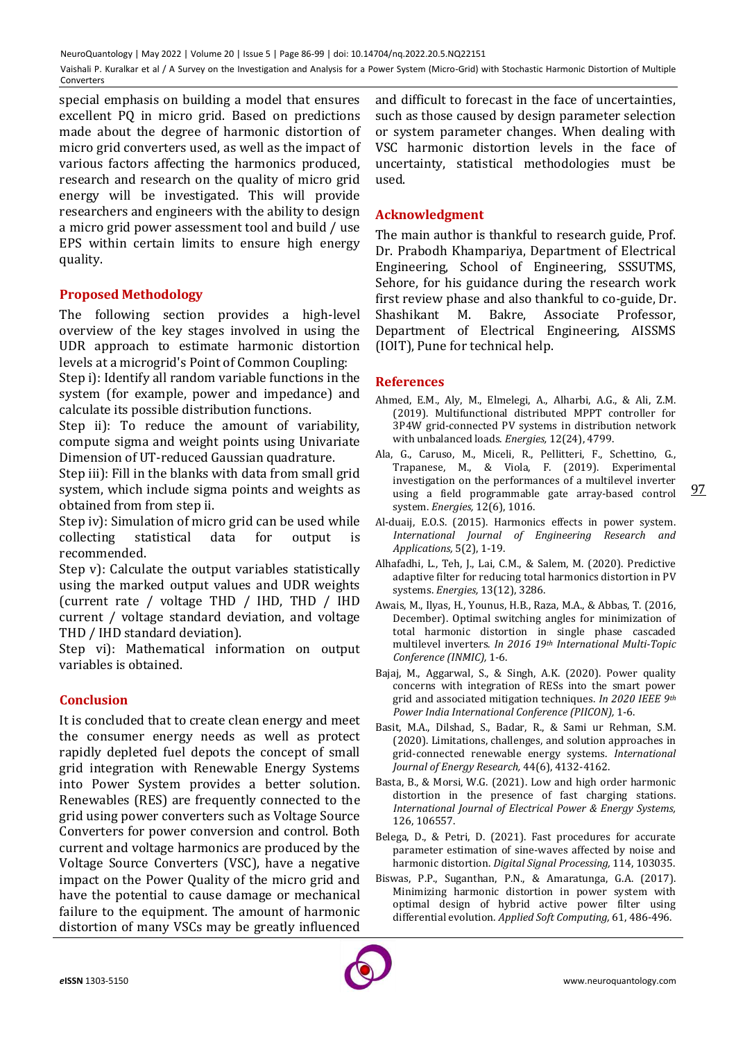special emphasis on building a model that ensures excellent PQ in micro grid. Based on predictions made about the degree of harmonic distortion of micro grid converters used, as well as the impact of various factors affecting the harmonics produced, research and research on the quality of micro grid energy will be investigated. This will provide researchers and engineers with the ability to design a micro grid power assessment tool and build / use EPS within certain limits to ensure high energy quality.

## Proposed Methodology

The following section provides a high-level overview of the key stages involved in using the UDR approach to estimate harmonic distortion levels at a microgrid's Point of Common Coupling:

Step i): Identify all random variable functions in the system (for example, power and impedance) and calculate its possible distribution functions.

Step ii): To reduce the amount of variability, compute sigma and weight points using Univariate Dimension of UT-reduced Gaussian quadrature.

Step iii): Fill in the blanks with data from small grid system, which include sigma points and weights as obtained from from step ii.

Step iv): Simulation of micro grid can be used while collecting statistical data for output is recommended.

Step v): Calculate the output variables statistically using the marked output values and UDR weights (current rate / voltage THD / IHD, THD / IHD current / voltage standard deviation, and voltage THD / IHD standard deviation).

Step vi): Mathematical information on output variables is obtained.

## Conclusion

It is concluded that to create clean energy and meet the consumer energy needs as well as protect rapidly depleted fuel depots the concept of small grid integration with Renewable Energy Systems into Power System provides a better solution. Renewables (RES) are frequently connected to the grid using power converters such as Voltage Source Converters for power conversion and control. Both current and voltage harmonics are produced by the Voltage Source Converters (VSC), have a negative impact on the Power Quality of the micro grid and have the potential to cause damage or mechanical failure to the equipment. The amount of harmonic distortion of many VSCs may be greatly influenced and difficult to forecast in the face of uncertainties, such as those caused by design parameter selection or system parameter changes. When dealing with VSC harmonic distortion levels in the face of uncertainty, statistical methodologies must be used.

## Acknowledgment

The main author is thankful to research guide, Prof. Dr. Prabodh Khampariya, Department of Electrical Engineering, School of Engineering, SSSUTMS, Sehore, for his guidance during the research work first review phase and also thankful to co-guide, Dr. Shashikant M. Bakre, Associate Professor, Department of Electrical Engineering, AISSMS (IOIT), Pune for technical help.

## References

Ahmed, E.M., Aly, M., Elmelegi, A., Alharbi, A.G., & Ali, Z.M. (2019). Multifunctional distributed MPPT controller for 3P4W grid-connected PV systems in distribution network with unbalanced loads. *Energies,* 12(24), 4799.

Ala, G., Caruso, M., Miceli, R., Pellitteri, F., Schettino, G., Trapanese, M., & Viola, F. (2019). Experimental investigation on the performances of a multilevel inverter using a field programmable gate array-based control system. *Energies,* 12(6), 1016.

Al-duaij, E.O.S. (2015). Harmonics effects in power system. *International Journal of Engineering Research and Applications,* 5(2), 1-19.

Alhafadhi, L., Teh, J., Lai, C.M., & Salem, M. (2020). Predictive adaptive filter for reducing total harmonics distortion in PV systems. *Energies,* 13(12), 3286.

Awais, M., Ilyas, H., Younus, H.B., Raza, M.A., & Abbas, T. (2016, December). Optimal switching angles for minimization of total harmonic distortion in single phase cascaded multilevel inverters. *In 2016 19th International Multi-Topic Conference (INMIC),* 1-6.

Bajaj, M., Aggarwal, S., & Singh, A.K. (2020). Power quality concerns with integration of RESs into the smart power grid and associated mitigation techniques. *In 2020 IEEE 9th Power India International Conference (PIICON),* 1-6.

Basit, M.A., Dilshad, S., Badar, R., & Sami ur Rehman, S.M. (2020). Limitations, challenges, and solution approaches in grid-connected renewable energy systems. *International Journal of Energy Research,* 44(6), 4132-4162.

Basta, B., & Morsi, W.G. (2021). Low and high order harmonic distortion in the presence of fast charging stations. *International Journal of Electrical Power & Energy Systems,* 126, 106557.

Belega, D., & Petri, D. (2021). Fast procedures for accurate parameter estimation of sine-waves affected by noise and harmonic distortion. *Digital Signal Processing,* 114, 103035.

Biswas, P.P., Suganthan, P.N., & Amaratunga, G.A. (2017). Minimizing harmonic distortion in power system with optimal design of hybrid active power filter using differential evolution. *Applied Soft Computing,* 61, 486-496.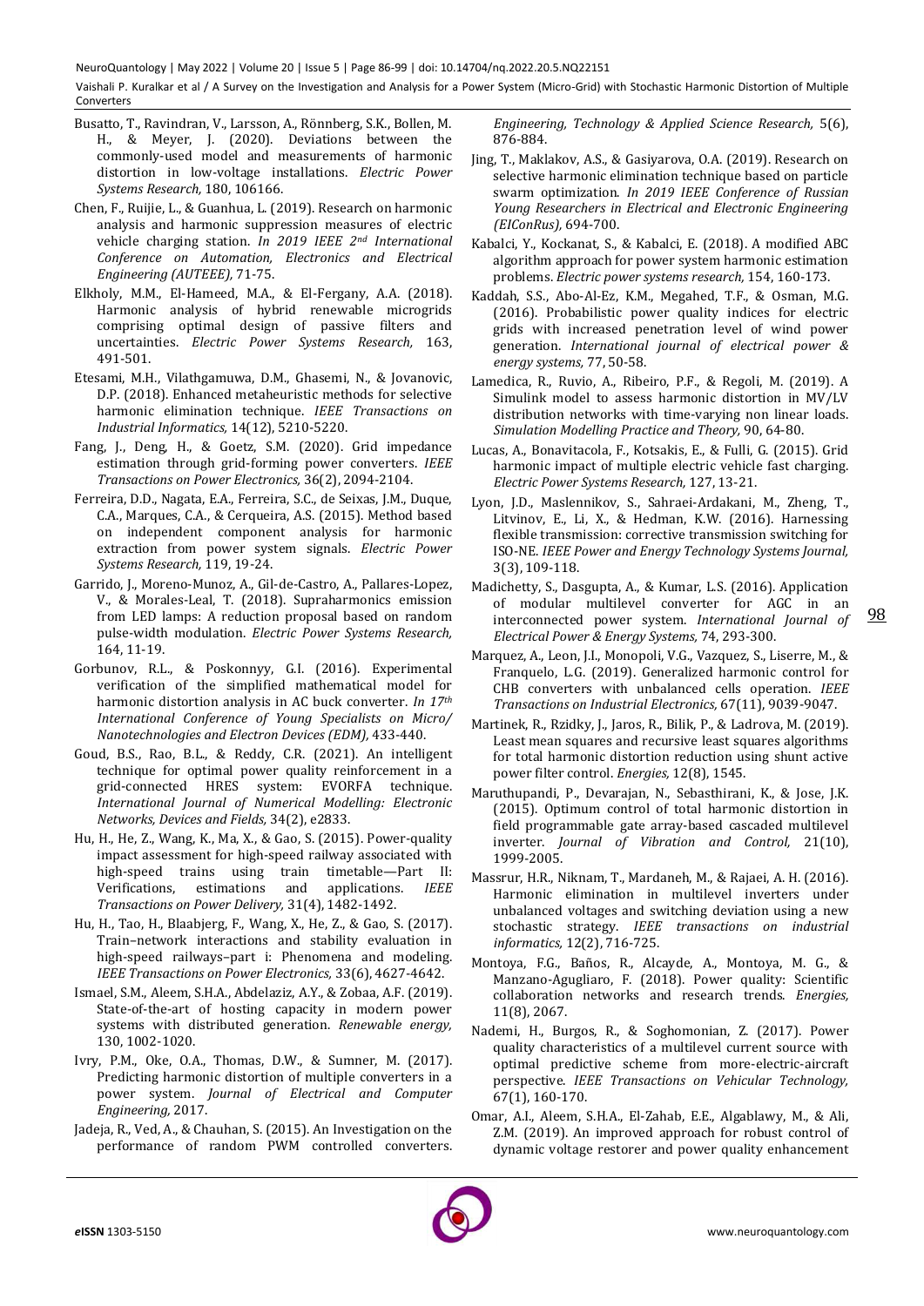- Busatto, T., Ravindran, V., Larsson, A., Rönnberg, S.K., Bollen, M. H., & Meyer, J. (2020). Deviations between the commonly-used model and measurements of harmonic distortion in low-voltage installations. *Electric Power Systems Research,* 180, 106166.
- Chen, F., Ruijie, L., & Guanhua, L. (2019). Research on harmonic analysis and harmonic suppression measures of electric vehicle charging station. *In 2019 IEEE 2nd International Conference on Automation, Electronics and Electrical Engineering (AUTEEE),* 71-75.
- Elkholy, M.M., El-Hameed, M.A., & El-Fergany, A.A. (2018). Harmonic analysis of hybrid renewable microgrids comprising optimal design of passive filters and uncertainties. *Electric Power Systems Research,* 163, 491-501.
- Etesami, M.H., Vilathgamuwa, D.M., Ghasemi, N., & Jovanovic, D.P. (2018). Enhanced metaheuristic methods for selective harmonic elimination technique. *IEEE Transactions on Industrial Informatics,* 14(12), 5210-5220.
- Fang, J., Deng, H., & Goetz, S.M. (2020). Grid impedance estimation through grid-forming power converters. *IEEE Transactions on Power Electronics,* 36(2), 2094-2104.
- Ferreira, D.D., Nagata, E.A., Ferreira, S.C., de Seixas, J.M., Duque, C.A., Marques, C.A., & Cerqueira, A.S. (2015). Method based on independent component analysis for harmonic extraction from power system signals. *Electric Power Systems Research,* 119, 19-24.
- Garrido, J., Moreno-Munoz, A., Gil-de-Castro, A., Pallares-Lopez, V., & Morales-Leal, T. (2018). Supraharmonics emission from LED lamps: A reduction proposal based on random pulse-width modulation. *Electric Power Systems Research,* 164, 11-19.
- Gorbunov, R.L., & Poskonnyy, G.I. (2016). Experimental verification of the simplified mathematical model for harmonic distortion analysis in AC buck converter. *In 17th International Conference of Young Specialists on Micro/ Nanotechnologies and Electron Devices (EDM),* 433-440.
- Goud, B.S., Rao, B.L., & Reddy, C.R. (2021). An intelligent technique for optimal power quality reinforcement in a grid-connected HRES system: EVORFA technique. *International Journal of Numerical Modelling: Electronic Networks, Devices and Fields,* 34(2), e2833.
- Hu, H., He, Z., Wang, K., Ma, X., & Gao, S. (2015). Power-quality impact assessment for high-speed railway associated with high-speed trains using train timetable—Part II: Verifications, estimations and applications. *IEEE Transactions on Power Delivery,* 31(4), 1482-1492.
- Hu, H., Tao, H., Blaabjerg, F., Wang, X., He, Z., & Gao, S. (2017). Train–network interactions and stability evaluation in high-speed railways–part i: Phenomena and modeling. *IEEE Transactions on Power Electronics,* 33(6), 4627-4642.
- Ismael, S.M., Aleem, S.H.A., Abdelaziz, A.Y., & Zobaa, A.F. (2019). State-of-the-art of hosting capacity in modern power systems with distributed generation. *Renewable energy,* 130, 1002-1020.
- Ivry, P.M., Oke, O.A., Thomas, D.W., & Sumner, M. (2017). Predicting harmonic distortion of multiple converters in a power system. *Journal of Electrical and Computer Engineering,* 2017.
- Jadeja, R., Ved, A., & Chauhan, S. (2015). An Investigation on the performance of random PWM controlled converters. *Engineering, Technology & Applied Science Research,* 5(6), 876-884.
- Jing, T., Maklakov, A.S., & Gasiyarova, O.A. (2019). Research on selective harmonic elimination technique based on particle swarm optimization. *In 2019 IEEE Conference of Russian Young Researchers in Electrical and Electronic Engineering (EIConRus),* 694-700.
- Kabalci, Y., Kockanat, S., & Kabalci, E. (2018). A modified ABC algorithm approach for power system harmonic estimation problems. *Electric power systems research,* 154, 160-173.
- Kaddah, S.S., Abo-Al-Ez, K.M., Megahed, T.F., & Osman, M.G. (2016). Probabilistic power quality indices for electric grids with increased penetration level of wind power generation. *International journal of electrical power & energy systems,* 77, 50-58.
- Lamedica, R., Ruvio, A., Ribeiro, P.F., & Regoli, M. (2019). A Simulink model to assess harmonic distortion in MV/LV distribution networks with time-varying non linear loads. *Simulation Modelling Practice and Theory,* 90, 64-80.
- Lucas, A., Bonavitacola, F., Kotsakis, E., & Fulli, G. (2015). Grid harmonic impact of multiple electric vehicle fast charging. *Electric Power Systems Research,* 127, 13-21.
- Lyon, J.D., Maslennikov, S., Sahraei-Ardakani, M., Zheng, T., Litvinov, E., Li, X., & Hedman, K.W. (2016). Harnessing flexible transmission: corrective transmission switching for ISO-NE. *IEEE Power and Energy Technology Systems Journal,* 3(3), 109-118.
- Madichetty, S., Dasgupta, A., & Kumar, L.S. (2016). Application of modular multilevel converter for AGC in an interconnected power system. *International Journal of Electrical Power & Energy Systems,* 74, 293-300.
- Marquez, A., Leon, J.I., Monopoli, V.G., Vazquez, S., Liserre, M., & Franquelo, L.G. (2019). Generalized harmonic control for CHB converters with unbalanced cells operation. *IEEE Transactions on Industrial Electronics,* 67(11), 9039-9047.
- Martinek, R., Rzidky, J., Jaros, R., Bilik, P., & Ladrova, M. (2019). Least mean squares and recursive least squares algorithms for total harmonic distortion reduction using shunt active power filter control. *Energies,* 12(8), 1545.
- Maruthupandi, P., Devarajan, N., Sebasthirani, K., & Jose, J.K. (2015). Optimum control of total harmonic distortion in field programmable gate array-based cascaded multilevel inverter. *Journal of Vibration and Control,* 21(10), 1999-2005.
- Massrur, H.R., Niknam, T., Mardaneh, M., & Rajaei, A. H. (2016). Harmonic elimination in multilevel inverters under unbalanced voltages and switching deviation using a new stochastic strategy. *IEEE transactions on industrial informatics,* 12(2), 716-725.
- Montoya, F.G., Baños, R., Alcayde, A., Montoya, M. G., & Manzano-Agugliaro, F. (2018). Power quality: Scientific collaboration networks and research trends. *Energies,* 11(8), 2067.
- Nademi, H., Burgos, R., & Soghomonian, Z. (2017). Power quality characteristics of a multilevel current source with optimal predictive scheme from more-electric-aircraft perspective. *IEEE Transactions on Vehicular Technology,* 67(1), 160-170.
- Omar, A.I., Aleem, S.H.A., El-Zahab, E.E., Algablawy, M., & Ali, Z.M. (2019). An improved approach for robust control of dynamic voltage restorer and power quality enhancement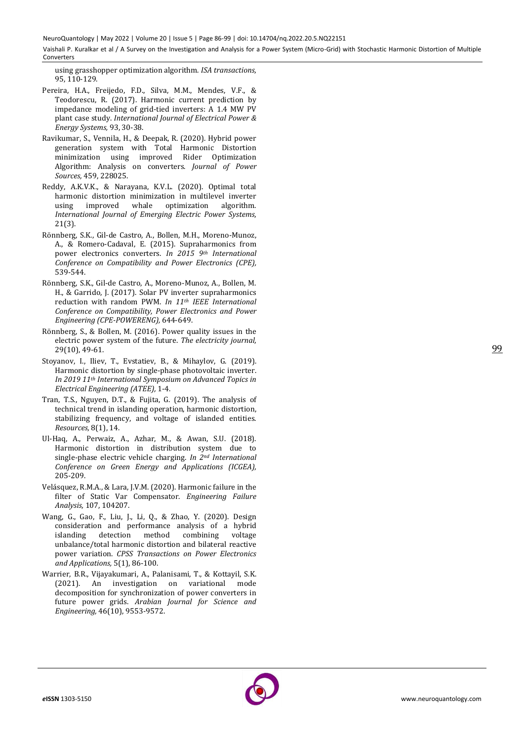using grasshopper optimization algorithm. *ISA transactions,* 95, 110-129.

Pereira, H.A., Freijedo, F.D., Silva, M.M., Mendes, V.F., & Teodorescu, R. (2017). Harmonic current prediction by impedance modeling of grid-tied inverters: A 1.4 MW PV plant case study. *International Journal of Electrical Power & Energy Systems,* 93, 30-38.

Ravikumar, S., Vennila, H., & Deepak, R. (2020). Hybrid power generation system with Total Harmonic Distortion minimization using improved Rider Optimization Algorithm: Analysis on converters. *Journal of Power Sources,* 459, 228025.

Reddy, A.K.V.K., & Narayana, K.V.L. (2020). Optimal total harmonic distortion minimization in multilevel inverter using improved whale optimization algorithm. *International Journal of Emerging Electric Power Systems,* 21(3).

Rönnberg, S.K., Gil-de Castro, A., Bollen, M.H., Moreno-Munoz, A., & Romero-Cadaval, E. (2015). Supraharmonics from power electronics converters. *In 2015 9th International Conference on Compatibility and Power Electronics (CPE),* 539-544.

Rönnberg, S.K., Gil-de Castro, A., Moreno-Munoz, A., Bollen, M. H., & Garrido, J. (2017). Solar PV inverter supraharmonics reduction with random PWM. *In 11th IEEE International Conference on Compatibility, Power Electronics and Power Engineering (CPE-POWERENG),* 644-649.

Rönnberg, S., & Bollen, M. (2016). Power quality issues in the electric power system of the future. *The electricity journal,* 29(10), 49-61.

Stoyanov, I., Iliev, T., Evstatiev, B., & Mihaylov, G. (2019). Harmonic distortion by single-phase photovoltaic inverter. *In 2019 11th International Symposium on Advanced Topics in Electrical Engineering (ATEE),* 1-4.

Tran, T.S., Nguyen, D.T., & Fujita, G. (2019). The analysis of technical trend in islanding operation, harmonic distortion, stabilizing frequency, and voltage of islanded entities. *Resources,* 8(1), 14.

Ul-Haq, A., Perwaiz, A., Azhar, M., & Awan, S.U. (2018). Harmonic distortion in distribution system due to single-phase electric vehicle charging. *In 2nd International Conference on Green Energy and Applications (ICGEA),* 205-209.

Velásquez, R.M.A., & Lara, J.V.M. (2020). Harmonic failure in the filter of Static Var Compensator. *Engineering Failure Analysis,* 107, 104207.

Wang, G., Gao, F., Liu, J., Li, Q., & Zhao, Y. (2020). Design consideration and performance analysis of a hybrid islanding detection method combining voltage unbalance/total harmonic distortion and bilateral reactive power variation. *CPSS Transactions on Power Electronics and Applications,* 5(1), 86-100.

Warrier, B.R., Vijayakumari, A., Palanisami, T., & Kottayil, S.K. (2021). An investigation on variational mode decomposition for synchronization of power converters in future power grids. *Arabian Journal for Science and Engineering,* 46(10), 9553-9572.